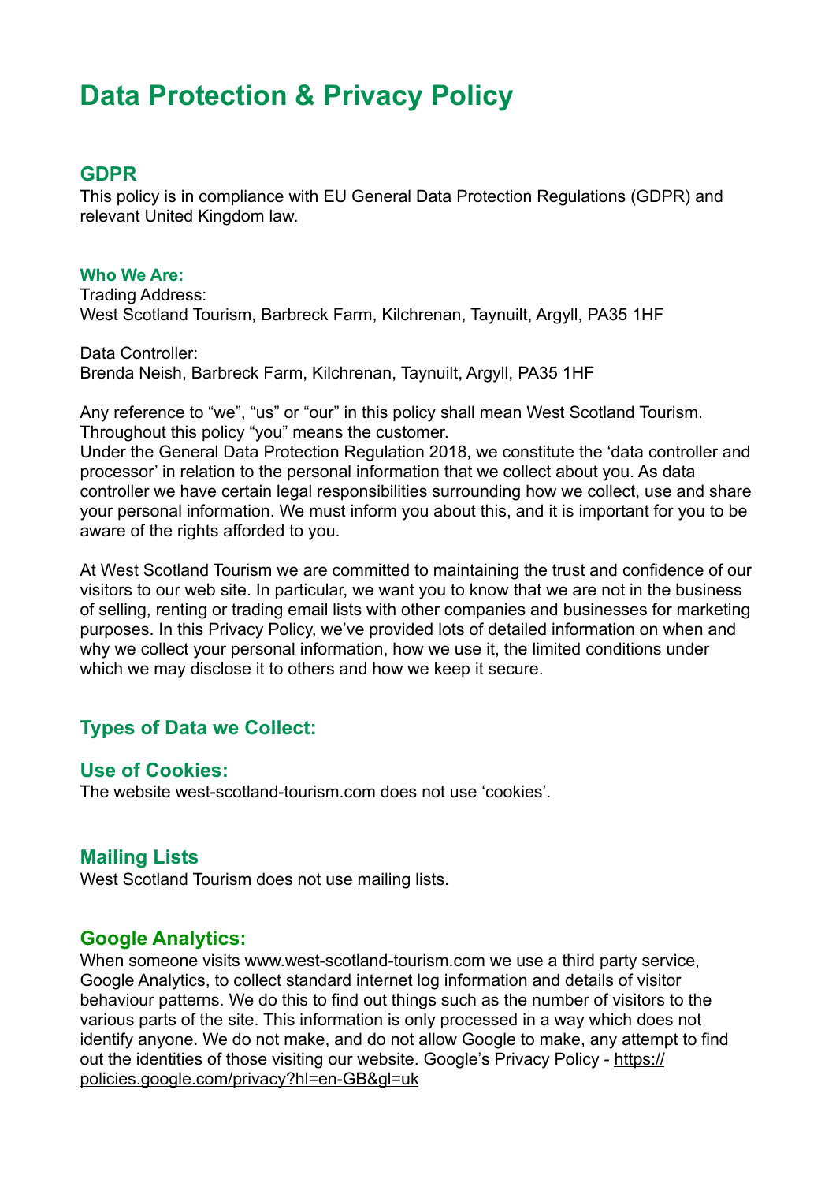# Data Protection & Privacy Policy

## GDPR

This policy is in compliance with EU General Data Protection Regulations (GDPR) and relevant United Kingdom law.

#### Who We Are:

Trading Address:
West Scotland Tourism, Barbreck Farm, Kilchrenan, Taynuilt, Argyll, PA35 1HF

Data Controller:
Brenda Neish, Barbreck Farm, Kilchrenan, Taynuilt, Argyll, PA35 1HF

Any reference to "we", "us" or "our" in this policy shall mean West Scotland Tourism. Throughout this policy "you" means the customer.
Under the General Data Protection Regulation 2018, we constitute the 'data controller and processor' in relation to the personal information that we collect about you. As data controller we have certain legal responsibilities surrounding how we collect, use and share your personal information. We must inform you about this, and it is important for you to be aware of the rights afforded to you.

At West Scotland Tourism we are committed to maintaining the trust and confidence of our visitors to our web site. In particular, we want you to know that we are not in the business of selling, renting or trading email lists with other companies and businesses for marketing purposes. In this Privacy Policy, we've provided lots of detailed information on when and why we collect your personal information, how we use it, the limited conditions under which we may disclose it to others and how we keep it secure.

## Types of Data we Collect:

## Use of Cookies:

The website west-scotland-tourism.com does not use 'cookies'.

## Mailing Lists

West Scotland Tourism does not use mailing lists.

## Google Analytics:

When someone visits www.west-scotland-tourism.com we use a third party service, Google Analytics, to collect standard internet log information and details of visitor behaviour patterns. We do this to find out things such as the number of visitors to the various parts of the site. This information is only processed in a way which does not identify anyone. We do not make, and do not allow Google to make, any attempt to find out the identities of those visiting our website. Google's Privacy Policy - https://policies.google.com/privacy?hl=en-GB&gl=uk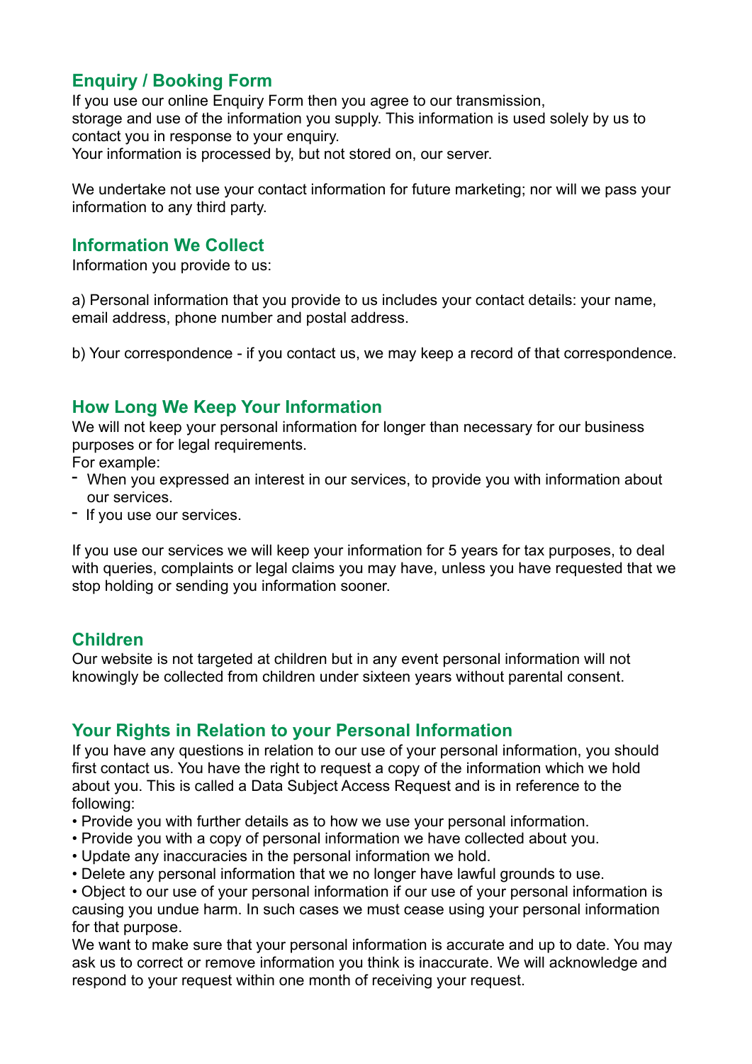## Enquiry / Booking Form

If you use our online Enquiry Form then you agree to our transmission, storage and use of the information you supply. This information is used solely by us to contact you in response to your enquiry.
Your information is processed by, but not stored on, our server.

We undertake not use your contact information for future marketing; nor will we pass your information to any third party.

## Information We Collect

Information you provide to us:

a) Personal information that you provide to us includes your contact details: your name, email address, phone number and postal address.

b) Your correspondence - if you contact us, we may keep a record of that correspondence.

## How Long We Keep Your Information

We will not keep your personal information for longer than necessary for our business purposes or for legal requirements.
For example:

- When you expressed an interest in our services, to provide you with information about our services.
- If you use our services.

If you use our services we will keep your information for 5 years for tax purposes, to deal with queries, complaints or legal claims you may have, unless you have requested that we stop holding or sending you information sooner.

## Children

Our website is not targeted at children but in any event personal information will not knowingly be collected from children under sixteen years without parental consent.

## Your Rights in Relation to your Personal Information

If you have any questions in relation to our use of your personal information, you should first contact us. You have the right to request a copy of the information which we hold about you. This is called a Data Subject Access Request and is in reference to the following:

- Provide you with further details as to how we use your personal information.
- Provide you with a copy of personal information we have collected about you.
- Update any inaccuracies in the personal information we hold.
- Delete any personal information that we no longer have lawful grounds to use.
- Object to our use of your personal information if our use of your personal information is causing you undue harm. In such cases we must cease using your personal information for that purpose.

We want to make sure that your personal information is accurate and up to date. You may ask us to correct or remove information you think is inaccurate. We will acknowledge and respond to your request within one month of receiving your request.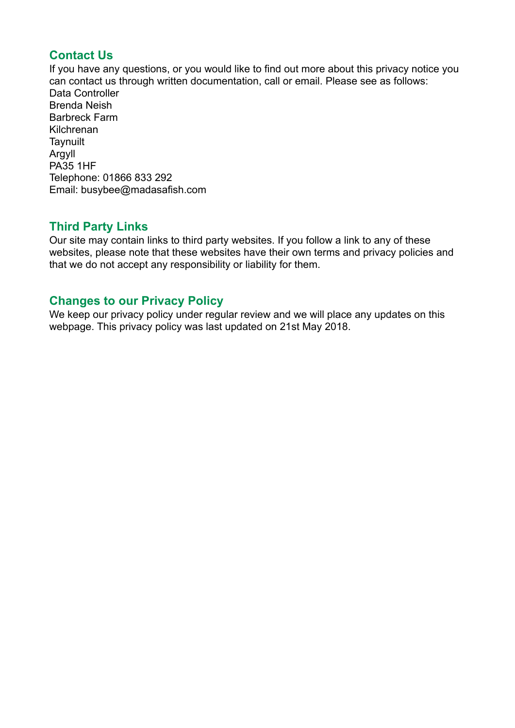## Contact Us

If you have any questions, or you would like to find out more about this privacy notice you can contact us through written documentation, call or email. Please see as follows:

Data Controller
Brenda Neish
Barbreck Farm
Kilchrenan
Taynuilt
Argyll
PA35 1HF
Telephone: 01866 833 292
Email: busybee@madasafish.com

## Third Party Links

Our site may contain links to third party websites. If you follow a link to any of these websites, please note that these websites have their own terms and privacy policies and that we do not accept any responsibility or liability for them.

## Changes to our Privacy Policy

We keep our privacy policy under regular review and we will place any updates on this webpage. This privacy policy was last updated on 21st May 2018.